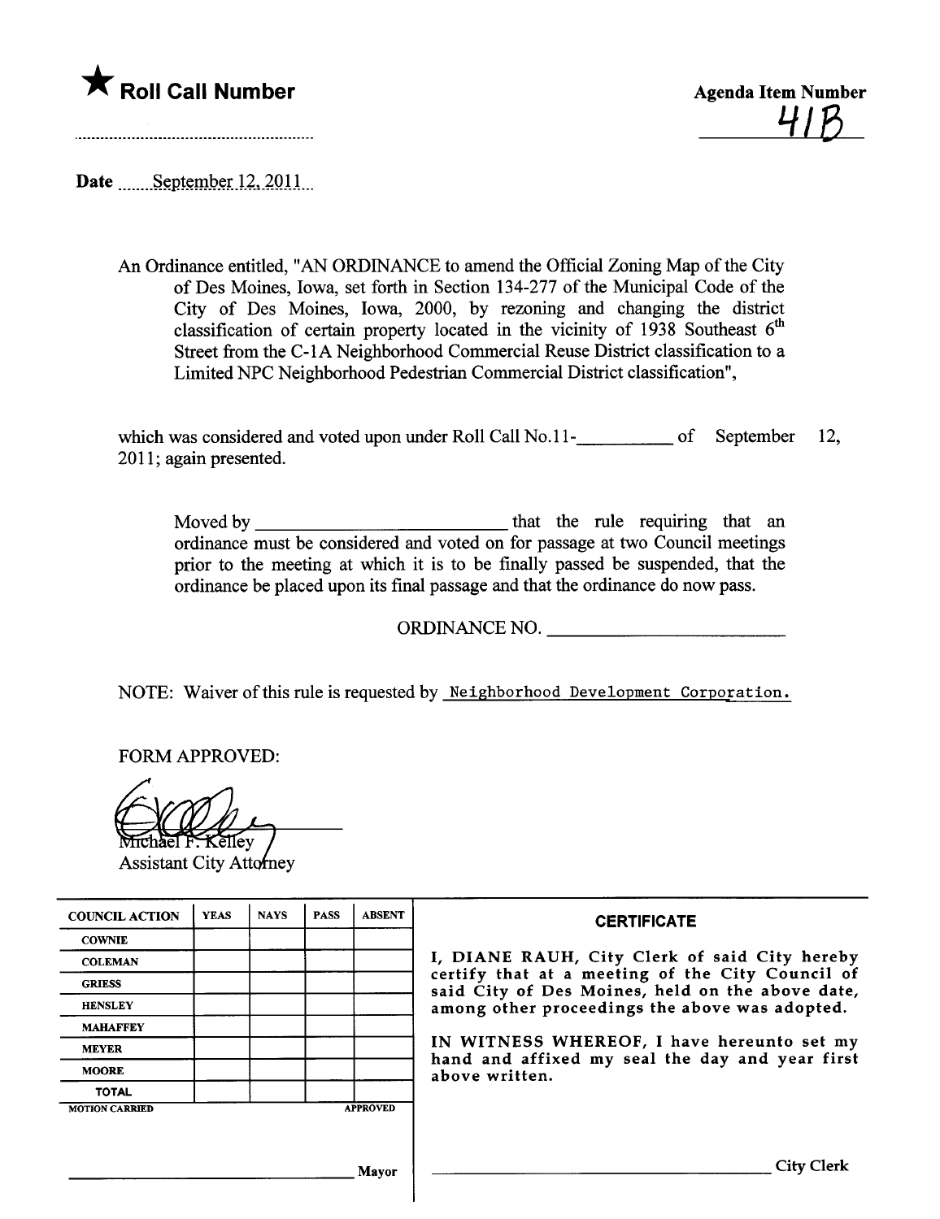★ **Roll Call Number**

..........................................................

**Agenda Item Number**

41B

**Date** ......September 12, 2011...

An Ordinance entitled, "AN ORDINANCE to amend the Official Zoning Map of the City of Des Moines, Iowa, set forth in Section 134-277 of the Municipal Code of the City of Des Moines, Iowa, 2000, by rezoning and changing the district classification of certain property located in the vicinity of 1938 Southeast 6th Street from the C-1A Neighborhood Commercial Reuse District classification to a Limited NPC Neighborhood Pedestrian Commercial District classification",

which was considered and voted upon under Roll Call No.11-__________ of September 12, 2011; again presented.

Moved by __________________________ that the rule requiring that an ordinance must be considered and voted on for passage at two Council meetings prior to the meeting at which it is to be finally passed be suspended, that the ordinance be placed upon its final passage and that the ordinance do now pass.

ORDINANCE NO. ________________________

NOTE: Waiver of this rule is requested by Neighborhood Development Corporation.

FORM APPROVED:

Michael F. Kelley
Assistant City Attorney

| COUNCIL ACTION | YEAS | NAYS | PASS | ABSENT |
|---|---|---|---|---|
| COWNIE | | | | |
| COLEMAN | | | | |
| GRIESS | | | | |
| HENSLEY | | | | |
| MAHAFFEY | | | | |
| MEYER | | | | |
| MOORE | | | | |
| TOTAL | | | | |
| MOTION CARRIED | | | | APPROVED |

______________________________ Mayor

**CERTIFICATE**

I, DIANE RAUH, City Clerk of said City hereby certify that at a meeting of the City Council of said City of Des Moines, held on the above date, among other proceedings the above was adopted.

IN WITNESS WHEREOF, I have hereunto set my hand and affixed my seal the day and year first above written.

______________________________ City Clerk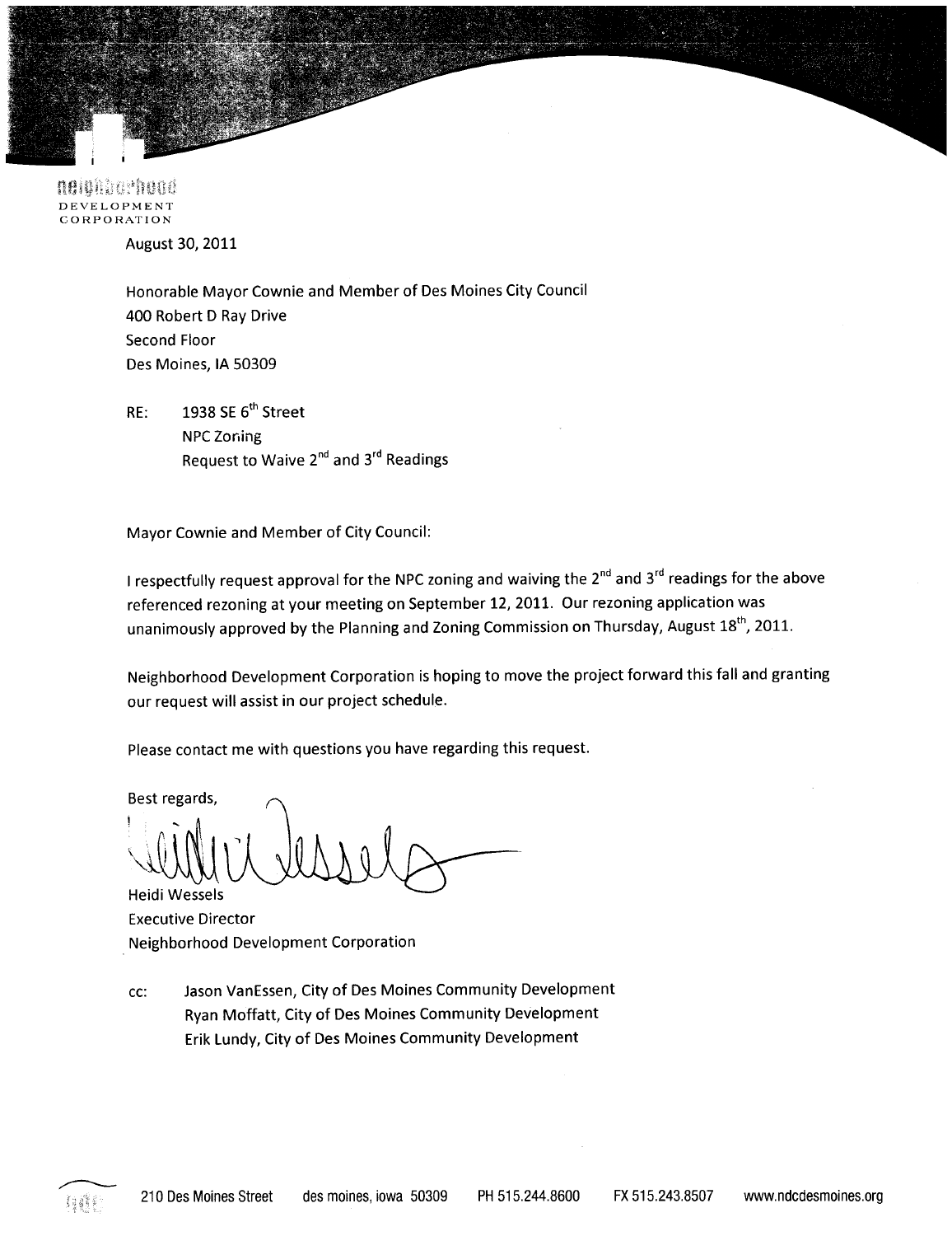neighborhood
DEVELOPMENT
CORPORATION

August 30, 2011

Honorable Mayor Cownie and Member of Des Moines City Council
400 Robert D Ray Drive
Second Floor
Des Moines, IA 50309

RE: 1938 SE 6th Street
NPC Zoning
Request to Waive 2nd and 3rd Readings

Mayor Cownie and Member of City Council:

I respectfully request approval for the NPC zoning and waiving the 2nd and 3rd readings for the above referenced rezoning at your meeting on September 12, 2011. Our rezoning application was unanimously approved by the Planning and Zoning Commission on Thursday, August 18th, 2011.

Neighborhood Development Corporation is hoping to move the project forward this fall and granting our request will assist in our project schedule.

Please contact me with questions you have regarding this request.

Best regards,

Heidi Wessels
Executive Director
Neighborhood Development Corporation

cc: Jason VanEssen, City of Des Moines Community Development
Ryan Moffatt, City of Des Moines Community Development
Erik Lundy, City of Des Moines Community Development

210 Des Moines Street des moines, iowa 50309 PH 515.244.8600 FX 515.243.8507 www.ndcdesmoines.org